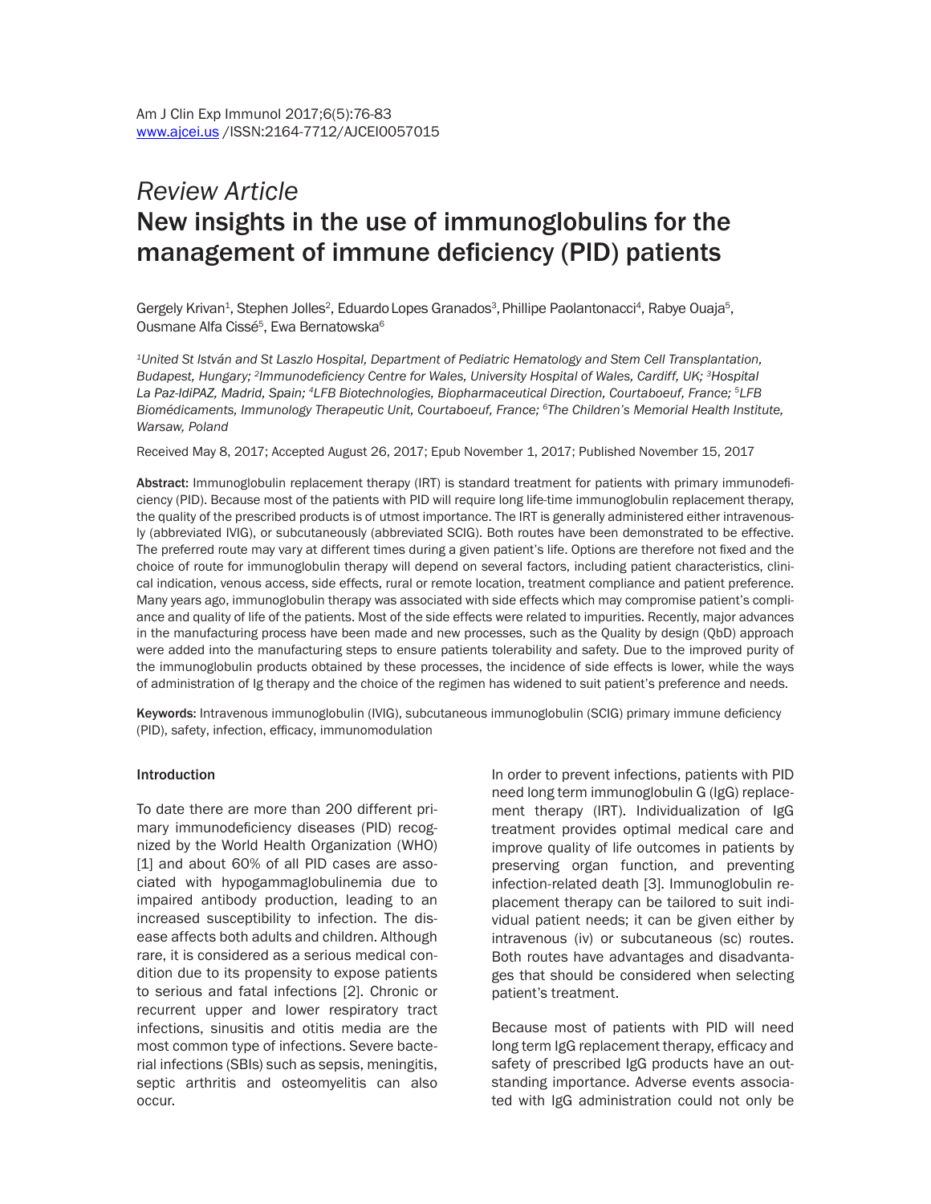*Review Article*

# New insights in the use of immunoglobulins for the management of immune deficiency (PID) patients

Gergely Krivan[1], Stephen Jolles[2], Eduardo Lopes Granados[3], Phillipe Paolantonacci[4], Rabye Ouaja[5], Ousmane Alfa Cissé[5], Ewa Bernatowska[6]

*[1]United St István and St Laszlo Hospital, Department of Pediatric Hematology and Stem Cell Transplantation, Budapest, Hungary; [2]Immunodeficiency Centre for Wales, University Hospital of Wales, Cardiff, UK; [3]Hospital La Paz-IdiPAZ, Madrid, Spain; [4]LFB Biotechnologies, Biopharmaceutical Direction, Courtaboeuf, France; [5]LFB Biomédicaments, Immunology Therapeutic Unit, Courtaboeuf, France; [6]The Children's Memorial Health Institute, Warsaw, Poland*

Received May 8, 2017; Accepted August 26, 2017; Epub November 1, 2017; Published November 15, 2017

**Abstract:** Immunoglobulin replacement therapy (IRT) is standard treatment for patients with primary immunodeficiency (PID). Because most of the patients with PID will require long life-time immunoglobulin replacement therapy, the quality of the prescribed products is of utmost importance. The IRT is generally administered either intravenously (abbreviated IVIG), or subcutaneously (abbreviated SCIG). Both routes have been demonstrated to be effective. The preferred route may vary at different times during a given patient's life. Options are therefore not fixed and the choice of route for immunoglobulin therapy will depend on several factors, including patient characteristics, clinical indication, venous access, side effects, rural or remote location, treatment compliance and patient preference. Many years ago, immunoglobulin therapy was associated with side effects which may compromise patient's compliance and quality of life of the patients. Most of the side effects were related to impurities. Recently, major advances in the manufacturing process have been made and new processes, such as the Quality by design (QbD) approach were added into the manufacturing steps to ensure patients tolerability and safety. Due to the improved purity of the immunoglobulin products obtained by these processes, the incidence of side effects is lower, while the ways of administration of Ig therapy and the choice of the regimen has widened to suit patient's preference and needs.

**Keywords:** Intravenous immunoglobulin (IVIG), subcutaneous immunoglobulin (SCIG) primary immune deficiency (PID), safety, infection, efficacy, immunomodulation

## Introduction

To date there are more than 200 different primary immunodeficiency diseases (PID) recognized by the World Health Organization (WHO) [1] and about 60% of all PID cases are associated with hypogammaglobulinemia due to impaired antibody production, leading to an increased susceptibility to infection. The disease affects both adults and children. Although rare, it is considered as a serious medical condition due to its propensity to expose patients to serious and fatal infections [2]. Chronic or recurrent upper and lower respiratory tract infections, sinusitis and otitis media are the most common type of infections. Severe bacterial infections (SBIs) such as sepsis, meningitis, septic arthritis and osteomyelitis can also occur.

In order to prevent infections, patients with PID need long term immunoglobulin G (IgG) replacement therapy (IRT). Individualization of IgG treatment provides optimal medical care and improve quality of life outcomes in patients by preserving organ function, and preventing infection-related death [3]. Immunoglobulin replacement therapy can be tailored to suit individual patient needs; it can be given either by intravenous (iv) or subcutaneous (sc) routes. Both routes have advantages and disadvantages that should be considered when selecting patient's treatment.

Because most of patients with PID will need long term IgG replacement therapy, efficacy and safety of prescribed IgG products have an outstanding importance. Adverse events associated with IgG administration could not only be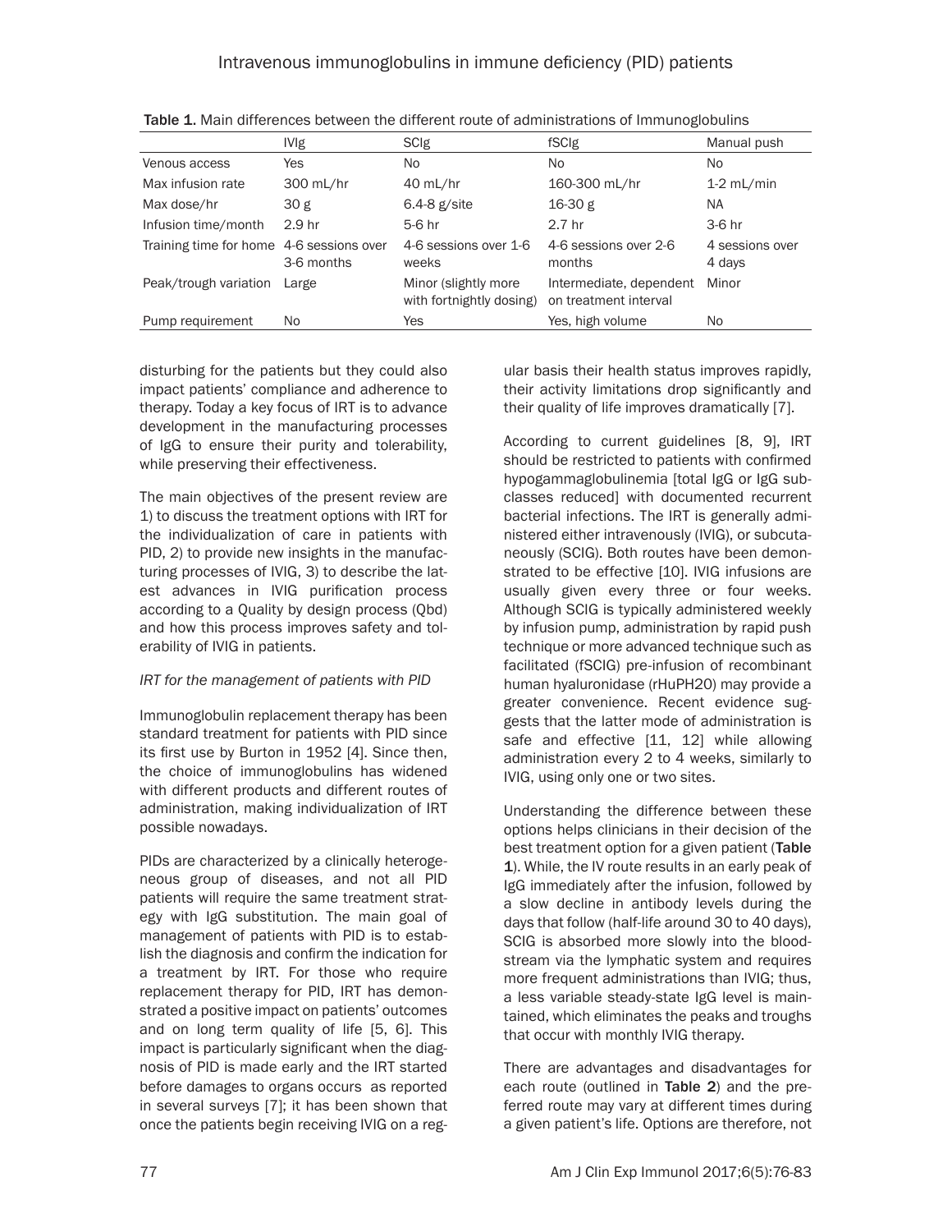Table 1. Main differences between the different route of administrations of Immunoglobulins

| | IVIg | SCIg | fSCIg | Manual push |
|---|---|---|---|---|
| Venous access | Yes | No | No | No |
| Max infusion rate | 300 mL/hr | 40 mL/hr | 160-300 mL/hr | 1-2 mL/min |
| Max dose/hr | 30 g | 6.4-8 g/site | 16-30 g | NA |
| Infusion time/month | 2.9 hr | 5-6 hr | 2.7 hr | 3-6 hr |
| Training time for home | 4-6 sessions over 3-6 months | 4-6 sessions over 1-6 weeks | 4-6 sessions over 2-6 months | 4 sessions over 4 days |
| Peak/trough variation | Large | Minor (slightly more with fortnightly dosing) | Intermediate, dependent on treatment interval | Minor |
| Pump requirement | No | Yes | Yes, high volume | No |

disturbing for the patients but they could also impact patients' compliance and adherence to therapy. Today a key focus of IRT is to advance development in the manufacturing processes of IgG to ensure their purity and tolerability, while preserving their effectiveness.

The main objectives of the present review are 1) to discuss the treatment options with IRT for the individualization of care in patients with PID, 2) to provide new insights in the manufacturing processes of IVIG, 3) to describe the latest advances in IVIG purification process according to a Quality by design process (Qbd) and how this process improves safety and tolerability of IVIG in patients.

*IRT for the management of patients with PID*

Immunoglobulin replacement therapy has been standard treatment for patients with PID since its first use by Burton in 1952 [4]. Since then, the choice of immunoglobulins has widened with different products and different routes of administration, making individualization of IRT possible nowadays.

PIDs are characterized by a clinically heterogeneous group of diseases, and not all PID patients will require the same treatment strategy with IgG substitution. The main goal of management of patients with PID is to establish the diagnosis and confirm the indication for a treatment by IRT. For those who require replacement therapy for PID, IRT has demonstrated a positive impact on patients' outcomes and on long term quality of life [5, 6]. This impact is particularly significant when the diagnosis of PID is made early and the IRT started before damages to organs occurs as reported in several surveys [7]; it has been shown that once the patients begin receiving IVIG on a regular basis their health status improves rapidly, their activity limitations drop significantly and their quality of life improves dramatically [7].

According to current guidelines [8, 9], IRT should be restricted to patients with confirmed hypogammaglobulinemia [total IgG or IgG subclasses reduced] with documented recurrent bacterial infections. The IRT is generally administered either intravenously (IVIG), or subcutaneously (SCIG). Both routes have been demonstrated to be effective [10]. IVIG infusions are usually given every three or four weeks. Although SCIG is typically administered weekly by infusion pump, administration by rapid push technique or more advanced technique such as facilitated (fSCIG) pre-infusion of recombinant human hyaluronidase (rHuPH20) may provide a greater convenience. Recent evidence suggests that the latter mode of administration is safe and effective [11, 12] while allowing administration every 2 to 4 weeks, similarly to IVIG, using only one or two sites.

Understanding the difference between these options helps clinicians in their decision of the best treatment option for a given patient (**Table 1**). While, the IV route results in an early peak of IgG immediately after the infusion, followed by a slow decline in antibody levels during the days that follow (half-life around 30 to 40 days), SCIG is absorbed more slowly into the bloodstream via the lymphatic system and requires more frequent administrations than IVIG; thus, a less variable steady-state IgG level is maintained, which eliminates the peaks and troughs that occur with monthly IVIG therapy.

There are advantages and disadvantages for each route (outlined in **Table 2**) and the preferred route may vary at different times during a given patient's life. Options are therefore, not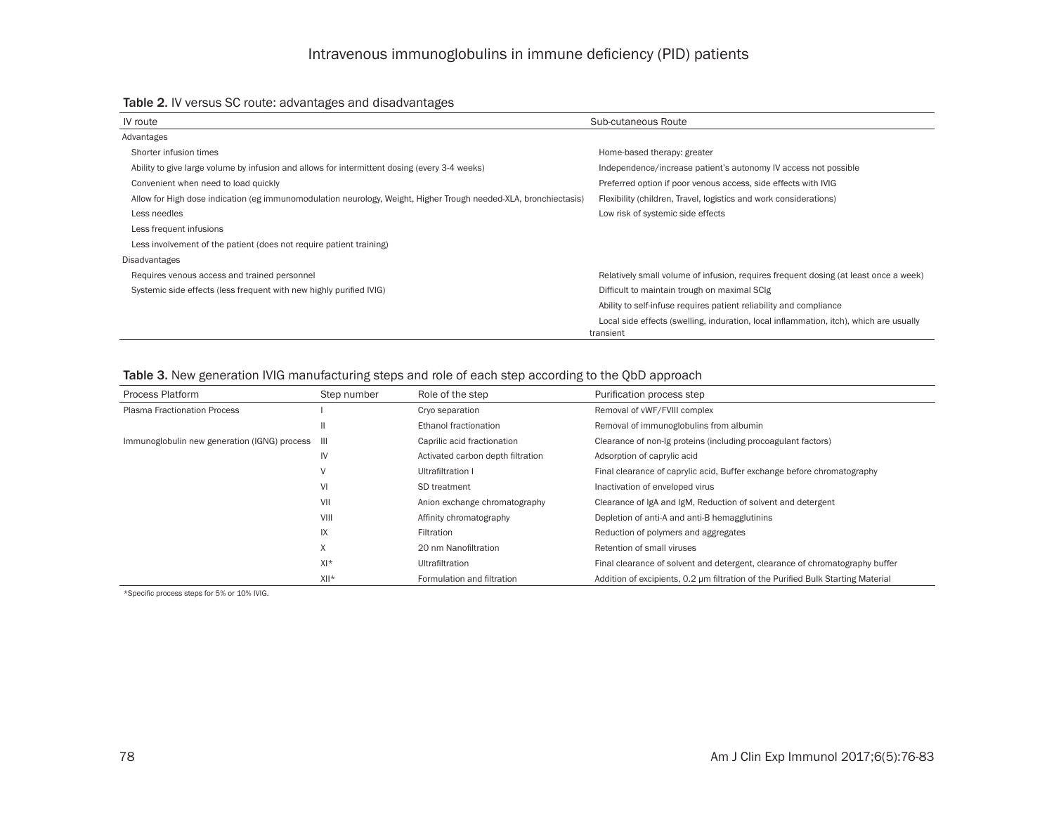**Table 2.** IV versus SC route: advantages and disadvantages

| IV route | Sub-cutaneous Route |
|---|---|
| Advantages | |
| Shorter infusion times | Home-based therapy: greater |
| Ability to give large volume by infusion and allows for intermittent dosing (every 3-4 weeks) | Independence/increase patient's autonomy IV access not possible |
| Convenient when need to load quickly | Preferred option if poor venous access, side effects with IVIG |
| Allow for High dose indication (eg immunomodulation neurology, Weight, Higher Trough needed-XLA, bronchiectasis) | Flexibility (children, Travel, logistics and work considerations) |
| Less needles | Low risk of systemic side effects |
| Less frequent infusions | |
| Less involvement of the patient (does not require patient training) | |
| Disadvantages | |
| Requires venous access and trained personnel | Relatively small volume of infusion, requires frequent dosing (at least once a week) |
| Systemic side effects (less frequent with new highly purified IVIG) | Difficult to maintain trough on maximal SCIg |
| | Ability to self-infuse requires patient reliability and compliance |
| | Local side effects (swelling, induration, local inflammation, itch), which are usually transient |

**Table 3.** New generation IVIG manufacturing steps and role of each step according to the QbD approach

| Process Platform | Step number | Role of the step | Purification process step |
|---|---|---|---|
| Plasma Fractionation Process | I | Cryo separation | Removal of vWF/FVIII complex |
| | II | Ethanol fractionation | Removal of immunoglobulins from albumin |
| Immunoglobulin new generation (IGNG) process | III | Caprilic acid fractionation | Clearance of non-Ig proteins (including procoagulant factors) |
| | IV | Activated carbon depth filtration | Adsorption of caprylic acid |
| | V | Ultrafiltration I | Final clearance of caprylic acid, Buffer exchange before chromatography |
| | VI | SD treatment | Inactivation of enveloped virus |
| | VII | Anion exchange chromatography | Clearance of IgA and IgM, Reduction of solvent and detergent |
| | VIII | Affinity chromatography | Depletion of anti-A and anti-B hemagglutinins |
| | IX | Filtration | Reduction of polymers and aggregates |
| | X | 20 nm Nanofiltration | Retention of small viruses |
| | XI* | Ultrafiltration | Final clearance of solvent and detergent, clearance of chromatography buffer |
| | XII* | Formulation and filtration | Addition of excipients, 0.2 μm filtration of the Purified Bulk Starting Material |

*Specific process steps for 5% or 10% IVIG.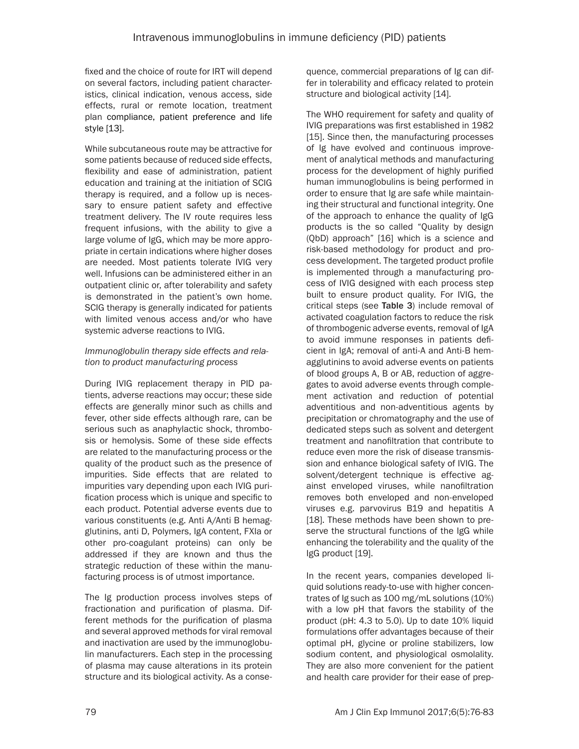fixed and the choice of route for IRT will depend on several factors, including patient characteristics, clinical indication, venous access, side effects, rural or remote location, treatment plan compliance, patient preference and life style [13].

While subcutaneous route may be attractive for some patients because of reduced side effects, flexibility and ease of administration, patient education and training at the initiation of SCIG therapy is required, and a follow up is necessary to ensure patient safety and effective treatment delivery. The IV route requires less frequent infusions, with the ability to give a large volume of IgG, which may be more appropriate in certain indications where higher doses are needed. Most patients tolerate IVIG very well. Infusions can be administered either in an outpatient clinic or, after tolerability and safety is demonstrated in the patient's own home. SCIG therapy is generally indicated for patients with limited venous access and/or who have systemic adverse reactions to IVIG.

*Immunoglobulin therapy side effects and relation to product manufacturing process*

During IVIG replacement therapy in PID patients, adverse reactions may occur; these side effects are generally minor such as chills and fever, other side effects although rare, can be serious such as anaphylactic shock, thrombosis or hemolysis. Some of these side effects are related to the manufacturing process or the quality of the product such as the presence of impurities. Side effects that are related to impurities vary depending upon each IVIG purification process which is unique and specific to each product. Potential adverse events due to various constituents (e.g. Anti A/Anti B hemagglutinins, anti D, Polymers, IgA content, FXIa or other pro-coagulant proteins) can only be addressed if they are known and thus the strategic reduction of these within the manufacturing process is of utmost importance.

The Ig production process involves steps of fractionation and purification of plasma. Different methods for the purification of plasma and several approved methods for viral removal and inactivation are used by the immunoglobulin manufacturers. Each step in the processing of plasma may cause alterations in its protein structure and its biological activity. As a consequence, commercial preparations of Ig can differ in tolerability and efficacy related to protein structure and biological activity [14].

The WHO requirement for safety and quality of IVIG preparations was first established in 1982 [15]. Since then, the manufacturing processes of Ig have evolved and continuous improvement of analytical methods and manufacturing process for the development of highly purified human immunoglobulins is being performed in order to ensure that Ig are safe while maintaining their structural and functional integrity. One of the approach to enhance the quality of IgG products is the so called "Quality by design (QbD) approach" [16] which is a science and risk-based methodology for product and process development. The targeted product profile is implemented through a manufacturing process of IVIG designed with each process step built to ensure product quality. For IVIG, the critical steps (see **Table 3**) include removal of activated coagulation factors to reduce the risk of thrombogenic adverse events, removal of IgA to avoid immune responses in patients deficient in IgA; removal of anti-A and Anti-B hemagglutinins to avoid adverse events on patients of blood groups A, B or AB, reduction of aggregates to avoid adverse events through complement activation and reduction of potential adventitious and non-adventitious agents by precipitation or chromatography and the use of dedicated steps such as solvent and detergent treatment and nanofiltration that contribute to reduce even more the risk of disease transmission and enhance biological safety of IVIG. The solvent/detergent technique is effective against enveloped viruses, while nanofiltration removes both enveloped and non-enveloped viruses e.g. parvovirus B19 and hepatitis A [18]. These methods have been shown to preserve the structural functions of the IgG while enhancing the tolerability and the quality of the IgG product [19].

In the recent years, companies developed liquid solutions ready-to-use with higher concentrates of Ig such as 100 mg/mL solutions (10%) with a low pH that favors the stability of the product (pH: 4.3 to 5.0). Up to date 10% liquid formulations offer advantages because of their optimal pH, glycine or proline stabilizers, low sodium content, and physiological osmolality. They are also more convenient for the patient and health care provider for their ease of prep-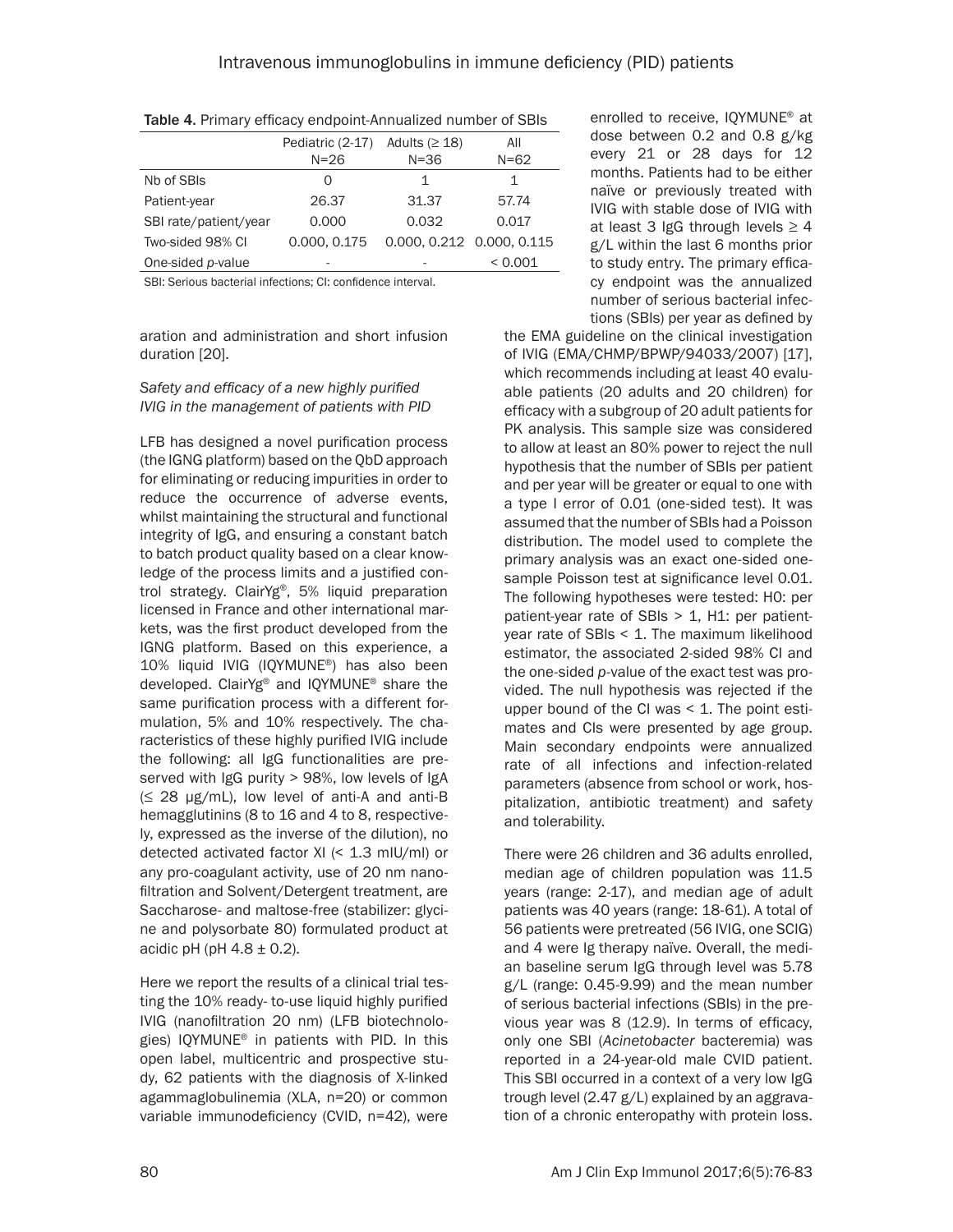Table 4. Primary efficacy endpoint-Annualized number of SBIs

| | Pediatric (2-17) N=26 | Adults (≥ 18) N=36 | All N=62 |
|---|---|---|---|
| Nb of SBIs | 0 | 1 | 1 |
| Patient-year | 26.37 | 31.37 | 57.74 |
| SBI rate/patient/year | 0.000 | 0.032 | 0.017 |
| Two-sided 98% CI | 0.000, 0.175 | 0.000, 0.212 | 0.000, 0.115 |
| One-sided *p*-value | - | - | < 0.001 |

SBI: Serious bacterial infections; CI: confidence interval.

aration and administration and short infusion duration [20].

*Safety and efficacy of a new highly purified IVIG in the management of patients with PID*

LFB has designed a novel purification process (the IGNG platform) based on the QbD approach for eliminating or reducing impurities in order to reduce the occurrence of adverse events, whilst maintaining the structural and functional integrity of IgG, and ensuring a constant batch to batch product quality based on a clear knowledge of the process limits and a justified control strategy. ClairYg®, 5% liquid preparation licensed in France and other international markets, was the first product developed from the IGNG platform. Based on this experience, a 10% liquid IVIG (IQYMUNE®) has also been developed. ClairYg® and IQYMUNE® share the same purification process with a different formulation, 5% and 10% respectively. The characteristics of these highly purified IVIG include the following: all IgG functionalities are preserved with IgG purity > 98%, low levels of IgA (≤ 28 µg/mL), low level of anti-A and anti-B hemagglutinins (8 to 16 and 4 to 8, respectively, expressed as the inverse of the dilution), no detected activated factor XI (< 1.3 mIU/ml) or any pro-coagulant activity, use of 20 nm nanofiltration and Solvent/Detergent treatment, are Saccharose- and maltose-free (stabilizer: glycine and polysorbate 80) formulated product at acidic pH (pH 4.8 ± 0.2).

Here we report the results of a clinical trial testing the 10% ready- to-use liquid highly purified IVIG (nanofiltration 20 nm) (LFB biotechnologies) IQYMUNE® in patients with PID. In this open label, multicentric and prospective study, 62 patients with the diagnosis of X-linked agammaglobulinemia (XLA, n=20) or common variable immunodeficiency (CVID, n=42), were enrolled to receive, IQYMUNE® at dose between 0.2 and 0.8 g/kg every 21 or 28 days for 12 months. Patients had to be either naïve or previously treated with IVIG with stable dose of IVIG with at least 3 IgG through levels ≥ 4 g/L within the last 6 months prior to study entry. The primary efficacy endpoint was the annualized number of serious bacterial infections (SBIs) per year as defined by the EMA guideline on the clinical investigation of IVIG (EMA/CHMP/BPWP/94033/2007) [17], which recommends including at least 40 evaluable patients (20 adults and 20 children) for efficacy with a subgroup of 20 adult patients for PK analysis. This sample size was considered to allow at least an 80% power to reject the null hypothesis that the number of SBIs per patient and per year will be greater or equal to one with a type I error of 0.01 (one-sided test). It was assumed that the number of SBIs had a Poisson distribution. The model used to complete the primary analysis was an exact one-sided one-sample Poisson test at significance level 0.01. The following hypotheses were tested: H0: per patient-year rate of SBIs > 1, H1: per patient-year rate of SBIs < 1. The maximum likelihood estimator, the associated 2-sided 98% CI and the one-sided *p*-value of the exact test was provided. The null hypothesis was rejected if the upper bound of the CI was < 1. The point estimates and CIs were presented by age group. Main secondary endpoints were annualized rate of all infections and infection-related parameters (absence from school or work, hospitalization, antibiotic treatment) and safety and tolerability.

There were 26 children and 36 adults enrolled, median age of children population was 11.5 years (range: 2-17), and median age of adult patients was 40 years (range: 18-61). A total of 56 patients were pretreated (56 IVIG, one SCIG) and 4 were Ig therapy naïve. Overall, the median baseline serum IgG through level was 5.78 g/L (range: 0.45-9.99) and the mean number of serious bacterial infections (SBIs) in the previous year was 8 (12.9). In terms of efficacy, only one SBI (*Acinetobacter* bacteremia) was reported in a 24-year-old male CVID patient. This SBI occurred in a context of a very low IgG trough level (2.47 g/L) explained by an aggravation of a chronic enteropathy with protein loss.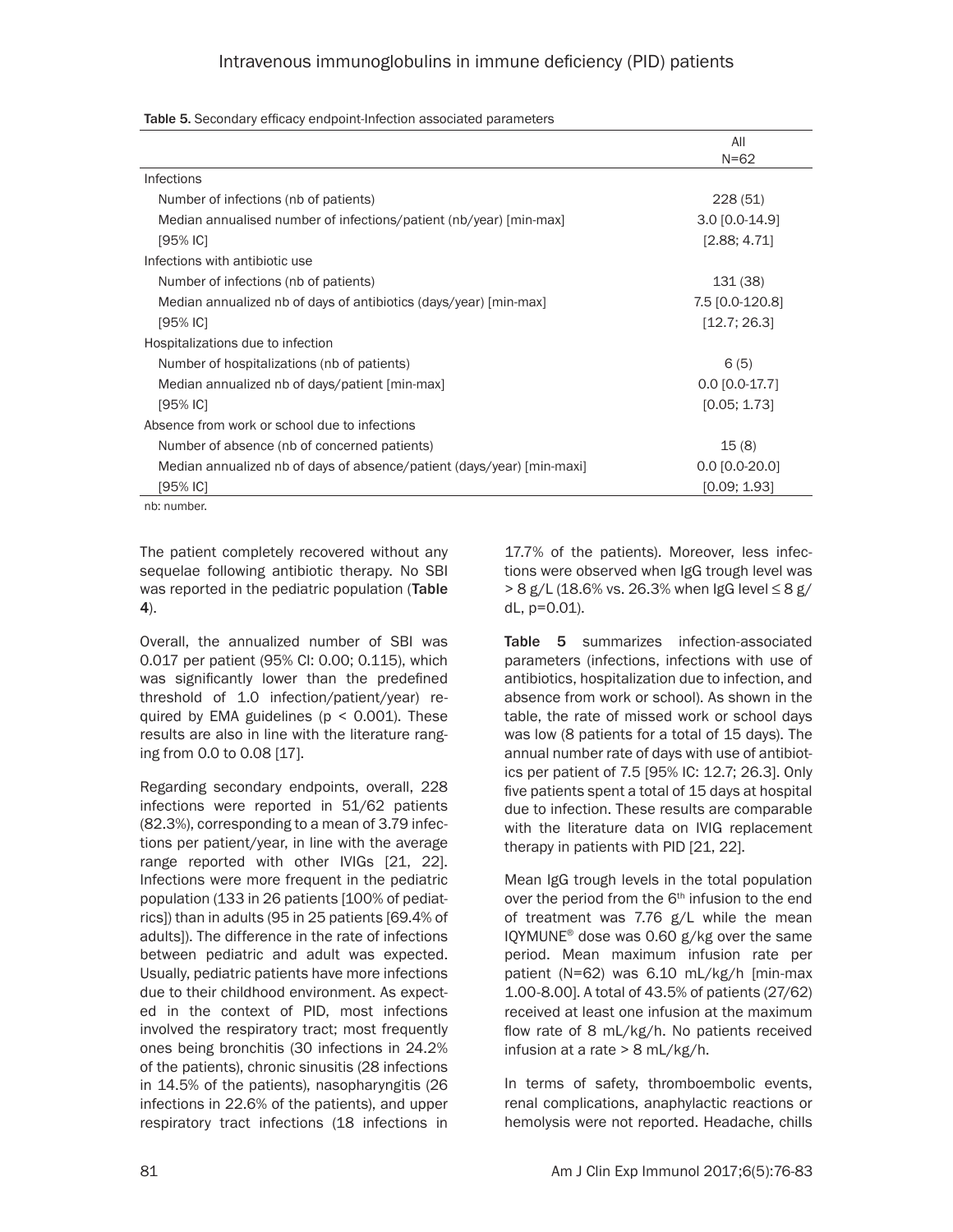Table 5. Secondary efficacy endpoint-Infection associated parameters

| | All N=62 |
|---|---|
| Infections | |
| Number of infections (nb of patients) | 228 (51) |
| Median annualised number of infections/patient (nb/year) [min-max] | 3.0 [0.0-14.9] |
| [95% IC] | [2.88; 4.71] |
| Infections with antibiotic use | |
| Number of infections (nb of patients) | 131 (38) |
| Median annualized nb of days of antibiotics (days/year) [min-max] | 7.5 [0.0-120.8] |
| [95% IC] | [12.7; 26.3] |
| Hospitalizations due to infection | |
| Number of hospitalizations (nb of patients) | 6 (5) |
| Median annualized nb of days/patient [min-max] | 0.0 [0.0-17.7] |
| [95% IC] | [0.05; 1.73] |
| Absence from work or school due to infections | |
| Number of absence (nb of concerned patients) | 15 (8) |
| Median annualized nb of days of absence/patient (days/year) [min-maxi] | 0.0 [0.0-20.0] |
| [95% IC] | [0.09; 1.93] |

nb: number.

The patient completely recovered without any sequelae following antibiotic therapy. No SBI was reported in the pediatric population (**Table 4**).

Overall, the annualized number of SBI was 0.017 per patient (95% CI: 0.00; 0.115), which was significantly lower than the predefined threshold of 1.0 infection/patient/year) required by EMA guidelines ($p < 0.001$). These results are also in line with the literature ranging from 0.0 to 0.08 [17].

Regarding secondary endpoints, overall, 228 infections were reported in 51/62 patients (82.3%), corresponding to a mean of 3.79 infections per patient/year, in line with the average range reported with other IVIGs [21, 22]. Infections were more frequent in the pediatric population (133 in 26 patients [100% of pediatrics]) than in adults (95 in 25 patients [69.4% of adults]). The difference in the rate of infections between pediatric and adult was expected. Usually, pediatric patients have more infections due to their childhood environment. As expected in the context of PID, most infections involved the respiratory tract; most frequently ones being bronchitis (30 infections in 24.2% of the patients), chronic sinusitis (28 infections in 14.5% of the patients), nasopharyngitis (26 infections in 22.6% of the patients), and upper respiratory tract infections (18 infections in 17.7% of the patients). Moreover, less infections were observed when IgG trough level was > 8 g/L (18.6% vs. 26.3% when IgG level ≤ 8 g/dL, $p=0.01$).

**Table 5** summarizes infection-associated parameters (infections, infections with use of antibiotics, hospitalization due to infection, and absence from work or school). As shown in the table, the rate of missed work or school days was low (8 patients for a total of 15 days). The annual number rate of days with use of antibiotics per patient of 7.5 [95% IC: 12.7; 26.3]. Only five patients spent a total of 15 days at hospital due to infection. These results are comparable with the literature data on IVIG replacement therapy in patients with PID [21, 22].

Mean IgG trough levels in the total population over the period from the 6th infusion to the end of treatment was 7.76 g/L while the mean IQYMUNE® dose was 0.60 g/kg over the same period. Mean maximum infusion rate per patient (N=62) was 6.10 mL/kg/h [min-max 1.00-8.00]. A total of 43.5% of patients (27/62) received at least one infusion at the maximum flow rate of 8 mL/kg/h. No patients received infusion at a rate > 8 mL/kg/h.

In terms of safety, thromboembolic events, renal complications, anaphylactic reactions or hemolysis were not reported. Headache, chills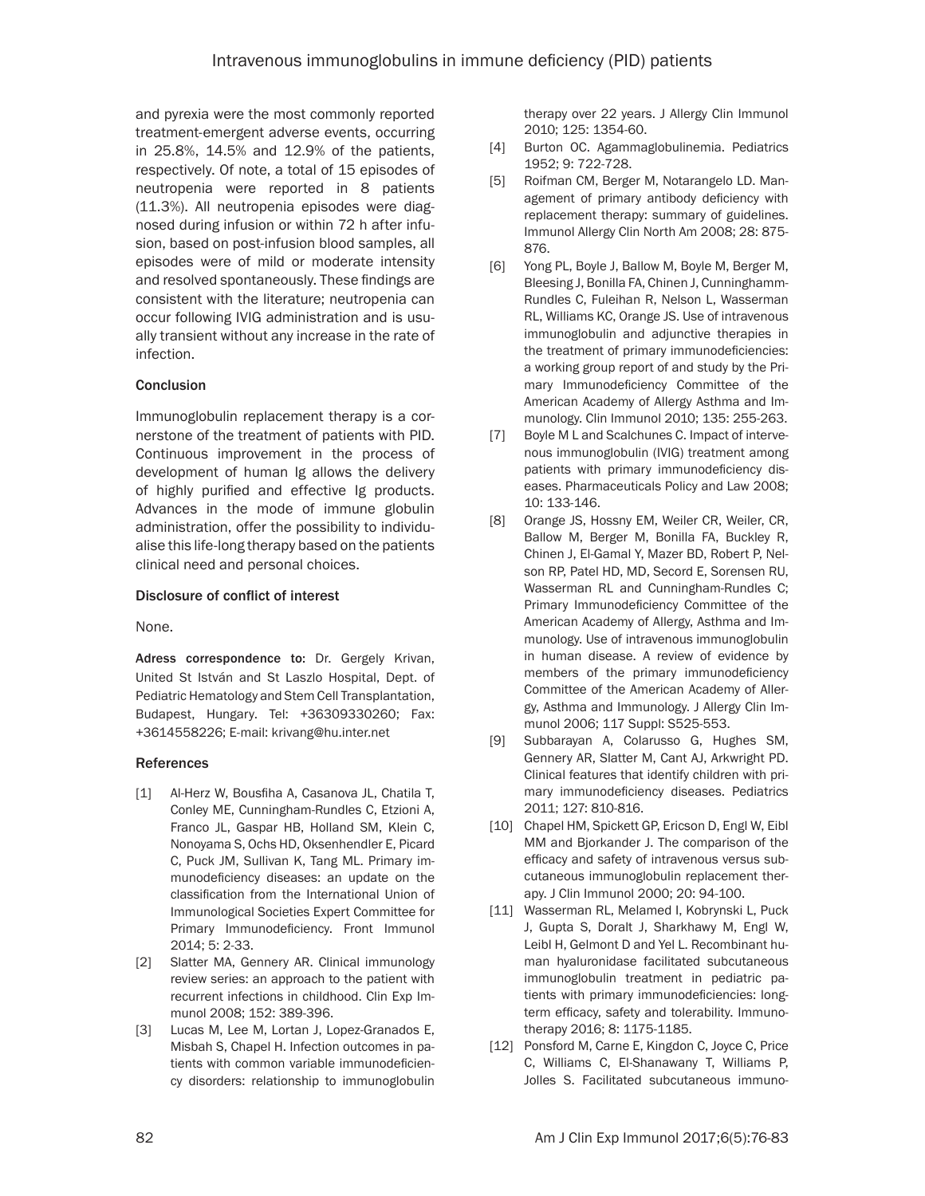and pyrexia were the most commonly reported treatment-emergent adverse events, occurring in 25.8%, 14.5% and 12.9% of the patients, respectively. Of note, a total of 15 episodes of neutropenia were reported in 8 patients (11.3%). All neutropenia episodes were diagnosed during infusion or within 72 h after infusion, based on post-infusion blood samples, all episodes were of mild or moderate intensity and resolved spontaneously. These findings are consistent with the literature; neutropenia can occur following IVIG administration and is usually transient without any increase in the rate of infection.

## Conclusion

Immunoglobulin replacement therapy is a cornerstone of the treatment of patients with PID. Continuous improvement in the process of development of human Ig allows the delivery of highly purified and effective Ig products. Advances in the mode of immune globulin administration, offer the possibility to individualise this life-long therapy based on the patients clinical need and personal choices.

## Disclosure of conflict of interest

None.

**Adress correspondence to:** Dr. Gergely Krivan, United St István and St Laszlo Hospital, Dept. of Pediatric Hematology and Stem Cell Transplantation, Budapest, Hungary. Tel: +36309330260; Fax: +3614558226; E-mail: krivang@hu.inter.net

## References

[1] Al-Herz W, Bousfiha A, Casanova JL, Chatila T, Conley ME, Cunningham-Rundles C, Etzioni A, Franco JL, Gaspar HB, Holland SM, Klein C, Nonoyama S, Ochs HD, Oksenhendler E, Picard C, Puck JM, Sullivan K, Tang ML. Primary immunodeficiency diseases: an update on the classification from the International Union of Immunological Societies Expert Committee for Primary Immunodeficiency. Front Immunol 2014; 5: 2-33.

[2] Slatter MA, Gennery AR. Clinical immunology review series: an approach to the patient with recurrent infections in childhood. Clin Exp Immunol 2008; 152: 389-396.

[3] Lucas M, Lee M, Lortan J, Lopez-Granados E, Misbah S, Chapel H. Infection outcomes in patients with common variable immunodeficiency disorders: relationship to immunoglobulin therapy over 22 years. J Allergy Clin Immunol 2010; 125: 1354-60.

[4] Burton OC. Agammaglobulinemia. Pediatrics 1952; 9: 722-728.

[5] Roifman CM, Berger M, Notarangelo LD. Management of primary antibody deficiency with replacement therapy: summary of guidelines. Immunol Allergy Clin North Am 2008; 28: 875-876.

[6] Yong PL, Boyle J, Ballow M, Boyle M, Berger M, Bleesing J, Bonilla FA, Chinen J, Cunninghamm-Rundles C, Fuleihan R, Nelson L, Wasserman RL, Williams KC, Orange JS. Use of intravenous immunoglobulin and adjunctive therapies in the treatment of primary immunodeficiencies: a working group report of and study by the Primary Immunodeficiency Committee of the American Academy of Allergy Asthma and Immunology. Clin Immunol 2010; 135: 255-263.

[7] Boyle M L and Scalchunes C. Impact of intervenous immunoglobulin (IVIG) treatment among patients with primary immunodeficiency diseases. Pharmaceuticals Policy and Law 2008; 10: 133-146.

[8] Orange JS, Hossny EM, Weiler CR, Weiler, CR, Ballow M, Berger M, Bonilla FA, Buckley R, Chinen J, El-Gamal Y, Mazer BD, Robert P, Nelson RP, Patel HD, MD, Secord E, Sorensen RU, Wasserman RL and Cunningham-Rundles C; Primary Immunodeficiency Committee of the American Academy of Allergy, Asthma and Immunology. Use of intravenous immunoglobulin in human disease. A review of evidence by members of the primary immunodeficiency Committee of the American Academy of Allergy, Asthma and Immunology. J Allergy Clin Immunol 2006; 117 Suppl: S525-553.

[9] Subbarayan A, Colarusso G, Hughes SM, Gennery AR, Slatter M, Cant AJ, Arkwright PD. Clinical features that identify children with primary immunodeficiency diseases. Pediatrics 2011; 127: 810-816.

[10] Chapel HM, Spickett GP, Ericson D, Engl W, Eibl MM and Bjorkander J. The comparison of the efficacy and safety of intravenous versus subcutaneous immunoglobulin replacement therapy. J Clin Immunol 2000; 20: 94-100.

[11] Wasserman RL, Melamed I, Kobrynski L, Puck J, Gupta S, Doralt J, Sharkhawy M, Engl W, Leibl H, Gelmont D and Yel L. Recombinant human hyaluronidase facilitated subcutaneous immunoglobulin treatment in pediatric patients with primary immunodeficiencies: long-term efficacy, safety and tolerability. Immunotherapy 2016; 8: 1175-1185.

[12] Ponsford M, Carne E, Kingdon C, Joyce C, Price C, Williams C, El-Shanawany T, Williams P, Jolles S. Facilitated subcutaneous immuno-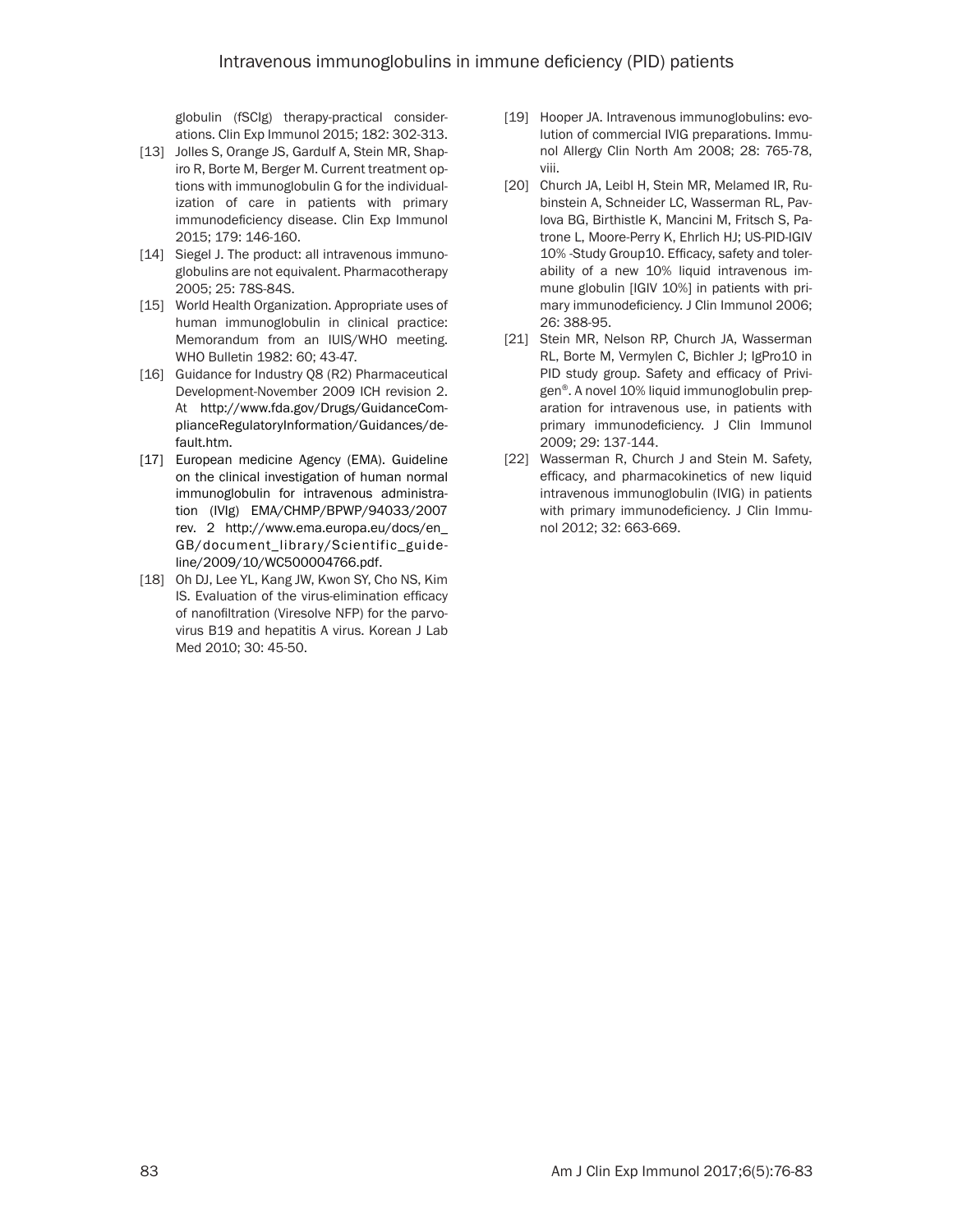globulin (fSCIg) therapy-practical considerations. Clin Exp Immunol 2015; 182: 302-313.

[13] Jolles S, Orange JS, Gardulf A, Stein MR, Shapiro R, Borte M, Berger M. Current treatment options with immunoglobulin G for the individualization of care in patients with primary immunodeficiency disease. Clin Exp Immunol 2015; 179: 146-160.

[14] Siegel J. The product: all intravenous immunoglobulins are not equivalent. Pharmacotherapy 2005; 25: 78S-84S.

[15] World Health Organization. Appropriate uses of human immunoglobulin in clinical practice: Memorandum from an IUIS/WHO meeting. WHO Bulletin 1982: 60; 43-47.

[16] Guidance for Industry Q8 (R2) Pharmaceutical Development-November 2009 ICH revision 2. At http://www.fda.gov/Drugs/GuidanceComplianceRegulatoryInformation/Guidances/default.htm.

[17] European medicine Agency (EMA). Guideline on the clinical investigation of human normal immunoglobulin for intravenous administration (IVIg) EMA/CHMP/BPWP/94033/2007 rev. 2 http://www.ema.europa.eu/docs/en_GB/document_library/Scientific_guideline/2009/10/WC500004766.pdf.

[18] Oh DJ, Lee YL, Kang JW, Kwon SY, Cho NS, Kim IS. Evaluation of the virus-elimination efficacy of nanofiltration (Viresolve NFP) for the parvovirus B19 and hepatitis A virus. Korean J Lab Med 2010; 30: 45-50.

[19] Hooper JA. Intravenous immunoglobulins: evolution of commercial IVIG preparations. Immunol Allergy Clin North Am 2008; 28: 765-78, viii.

[20] Church JA, Leibl H, Stein MR, Melamed IR, Rubinstein A, Schneider LC, Wasserman RL, Pavlova BG, Birthistle K, Mancini M, Fritsch S, Patrone L, Moore-Perry K, Ehrlich HJ; US-PID-IGIV 10% -Study Group10. Efficacy, safety and tolerability of a new 10% liquid intravenous immune globulin [IGIV 10%] in patients with primary immunodeficiency. J Clin Immunol 2006; 26: 388-95.

[21] Stein MR, Nelson RP, Church JA, Wasserman RL, Borte M, Vermylen C, Bichler J; IgPro10 in PID study group. Safety and efficacy of Privigen®. A novel 10% liquid immunoglobulin preparation for intravenous use, in patients with primary immunodeficiency. J Clin Immunol 2009; 29: 137-144.

[22] Wasserman R, Church J and Stein M. Safety, efficacy, and pharmacokinetics of new liquid intravenous immunoglobulin (IVIG) in patients with primary immunodeficiency. J Clin Immunol 2012; 32: 663-669.